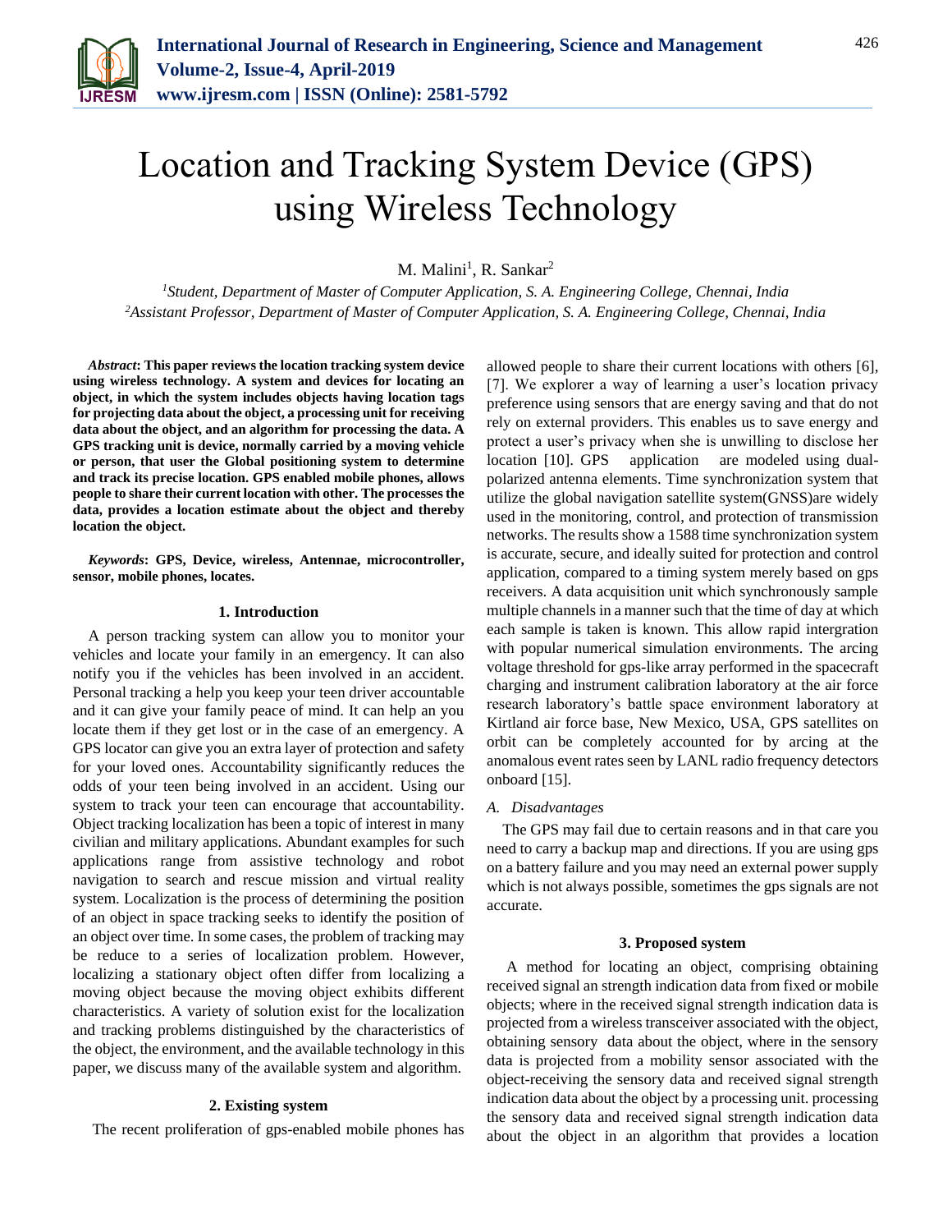# Location and Tracking System Device (GPS) using Wireless Technology

M. Malini[1], R. Sankar[2]

[1]*Student, Department of Master of Computer Application, S. A. Engineering College, Chennai, India*
[2]*Assistant Professor, Department of Master of Computer Application, S. A. Engineering College, Chennai, India*

***Abstract*: This paper reviews the location tracking system device using wireless technology. A system and devices for locating an object, in which the system includes objects having location tags for projecting data about the object, a processing unit for receiving data about the object, and an algorithm for processing the data. A GPS tracking unit is device, normally carried by a moving vehicle or person, that user the Global positioning system to determine and track its precise location. GPS enabled mobile phones, allows people to share their current location with other. The processes the data, provides a location estimate about the object and thereby location the object.**

***Keywords*: GPS, Device, wireless, Antennae, microcontroller, sensor, mobile phones, locates.**

## 1. Introduction

A person tracking system can allow you to monitor your vehicles and locate your family in an emergency. It can also notify you if the vehicles has been involved in an accident. Personal tracking a help you keep your teen driver accountable and it can give your family peace of mind. It can help an you locate them if they get lost or in the case of an emergency. A GPS locator can give you an extra layer of protection and safety for your loved ones. Accountability significantly reduces the odds of your teen being involved in an accident. Using our system to track your teen can encourage that accountability. Object tracking localization has been a topic of interest in many civilian and military applications. Abundant examples for such applications range from assistive technology and robot navigation to search and rescue mission and virtual reality system. Localization is the process of determining the position of an object in space tracking seeks to identify the position of an object over time. In some cases, the problem of tracking may be reduce to a series of localization problem. However, localizing a stationary object often differ from localizing a moving object because the moving object exhibits different characteristics. A variety of solution exist for the localization and tracking problems distinguished by the characteristics of the object, the environment, and the available technology in this paper, we discuss many of the available system and algorithm.

## 2. Existing system

The recent proliferation of gps-enabled mobile phones has allowed people to share their current locations with others [6], [7]. We explorer a way of learning a user's location privacy preference using sensors that are energy saving and that do not rely on external providers. This enables us to save energy and protect a user's privacy when she is unwilling to disclose her location [10]. GPS application are modeled using dual-polarized antenna elements. Time synchronization system that utilize the global navigation satellite system(GNSS)are widely used in the monitoring, control, and protection of transmission networks. The results show a 1588 time synchronization system is accurate, secure, and ideally suited for protection and control application, compared to a timing system merely based on gps receivers. A data acquisition unit which synchronously sample multiple channels in a manner such that the time of day at which each sample is taken is known. This allow rapid intergration with popular numerical simulation environments. The arcing voltage threshold for gps-like array performed in the spacecraft charging and instrument calibration laboratory at the air force research laboratory's battle space environment laboratory at Kirtland air force base, New Mexico, USA, GPS satellites on orbit can be completely accounted for by arcing at the anomalous event rates seen by LANL radio frequency detectors onboard [15].

### *A. Disadvantages*

The GPS may fail due to certain reasons and in that care you need to carry a backup map and directions. If you are using gps on a battery failure and you may need an external power supply which is not always possible, sometimes the gps signals are not accurate.

## 3. Proposed system

A method for locating an object, comprising obtaining received signal an strength indication data from fixed or mobile objects; where in the received signal strength indication data is projected from a wireless transceiver associated with the object, obtaining sensory data about the object, where in the sensory data is projected from a mobility sensor associated with the object-receiving the sensory data and received signal strength indication data about the object by a processing unit. processing the sensory data and received signal strength indication data about the object in an algorithm that provides a location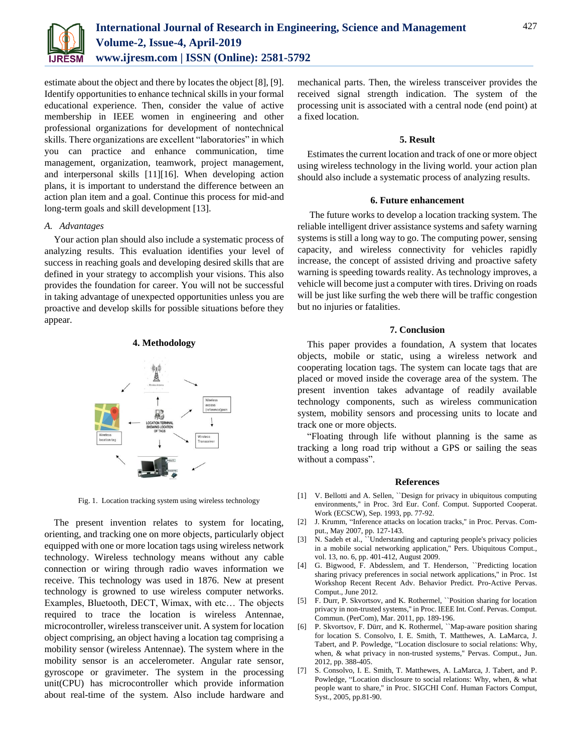estimate about the object and there by locates the object [8], [9]. Identify opportunities to enhance technical skills in your formal educational experience. Then, consider the value of active membership in IEEE women in engineering and other professional organizations for development of nontechnical skills. There organizations are excellent "laboratories" in which you can practice and enhance communication, time management, organization, teamwork, project management, and interpersonal skills [11][16]. When developing action plans, it is important to understand the difference between an action plan item and a goal. Continue this process for mid-and long-term goals and skill development [13].

### *A. Advantages*

Your action plan should also include a systematic process of analyzing results. This evaluation identifies your level of success in reaching goals and developing desired skills that are defined in your strategy to accomplish your visions. This also provides the foundation for career. You will not be successful in taking advantage of unexpected opportunities unless you are proactive and develop skills for possible situations before they appear.

## 4. Methodology

Fig. 1. Location tracking system using wireless technology

The present invention relates to system for locating, orienting, and tracking one on more objects, particularly object equipped with one or more location tags using wireless network technology. Wireless technology means without any cable connection or wiring through radio waves information we receive. This technology was used in 1876. New at present technology is growned to use wireless computer networks. Examples, Bluetooth, DECT, Wimax, with etc… The objects required to trace the location is wireless Antennae, microcontroller, wireless transceiver unit. A system for location object comprising, an object having a location tag comprising a mobility sensor (wireless Antennae). The system where in the mobility sensor is an accelerometer. Angular rate sensor, gyroscope or gravimeter. The system in the processing unit(CPU) has microcontroller which provide information about real-time of the system. Also include hardware and mechanical parts. Then, the wireless transceiver provides the received signal strength indication. The system of the processing unit is associated with a central node (end point) at a fixed location.

## 5. Result

Estimates the current location and track of one or more object using wireless technology in the living world. your action plan should also include a systematic process of analyzing results.

## 6. Future enhancement

The future works to develop a location tracking system. The reliable intelligent driver assistance systems and safety warning systems is still a long way to go. The computing power, sensing capacity, and wireless connectivity for vehicles rapidly increase, the concept of assisted driving and proactive safety warning is speeding towards reality. As technology improves, a vehicle will become just a computer with tires. Driving on roads will be just like surfing the web there will be traffic congestion but no injuries or fatalities.

## 7. Conclusion

This paper provides a foundation, A system that locates objects, mobile or static, using a wireless network and cooperating location tags. The system can locate tags that are placed or moved inside the coverage area of the system. The present invention takes advantage of readily available technology components, such as wireless communication system, mobility sensors and processing units to locate and track one or more objects.

"Floating through life without planning is the same as tracking a long road trip without a GPS or sailing the seas without a compass".

## References

[1] V. Bellotti and A. Sellen, ``Design for privacy in ubiquitous computing environments,'' in Proc. 3rd Eur. Conf. Comput. Supported Cooperat. Work (ECSCW), Sep. 1993, pp. 77-92.

[2] J. Krumm, "Inference attacks on location tracks," in Proc. Pervas. Com-put., May 2007, pp. 127-143.

[3] N. Sadeh et al., ``Understanding and capturing people's privacy policies in a mobile social networking application,'' Pers. Ubiquitous Comput., vol. 13, no. 6, pp. 401-412, August 2009.

[4] G. Bigwood, F. Abdesslem, and T. Henderson, ``Predicting location sharing privacy preferences in social network applications,'' in Proc. 1st Workshop Recent Recent Adv. Behavior Predict. Pro-Active Pervas. Comput., June 2012.

[5] F. Durr, P. Skvortsov, and K. Rothermel, ``Position sharing for location privacy in non-trusted systems,'' in Proc. IEEE Int. Conf. Pervas. Comput. Commun. (PerCom), Mar. 2011, pp. 189-196.

[6] P. Skvortsov, F. Dürr, and K. Rothermel, ``Map-aware position sharing for location S. Consolvo, I. E. Smith, T. Matthewes, A. LaMarca, J. Tabert, and P. Powledge, "Location disclosure to social relations: Why, when, & what privacy in non-trusted systems,'' Pervas. Comput., Jun. 2012, pp. 388-405.

[7] S. Consolvo, I. E. Smith, T. Matthewes, A. LaMarca, J. Tabert, and P. Powledge, "Location disclosure to social relations: Why, when, & what people want to share,'' in Proc. SIGCHI Conf. Human Factors Comput, Syst., 2005, pp.81-90.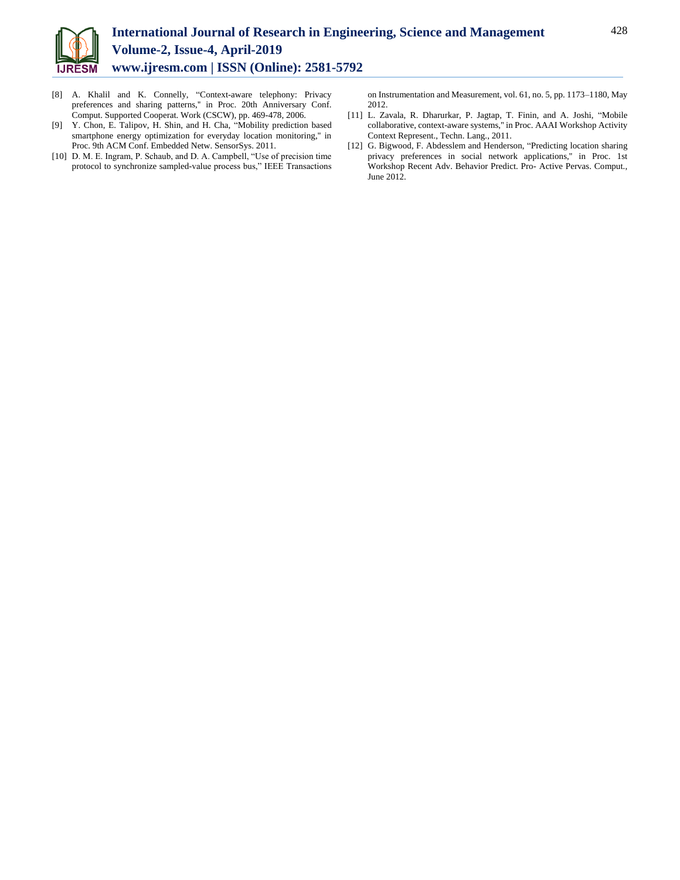[8] A. Khalil and K. Connelly, “Context-aware telephony: Privacy preferences and sharing patterns," in Proc. 20th Anniversary Conf. Comput. Supported Cooperat. Work (CSCW), pp. 469-478, 2006.

[9] Y. Chon, E. Talipov, H. Shin, and H. Cha, “Mobility prediction based smartphone energy optimization for everyday location monitoring," in Proc. 9th ACM Conf. Embedded Netw. SensorSys. 2011.

[10] D. M. E. Ingram, P. Schaub, and D. A. Campbell, “Use of precision time protocol to synchronize sampled-value process bus,” IEEE Transactions on Instrumentation and Measurement, vol. 61, no. 5, pp. 1173–1180, May 2012.

[11] L. Zavala, R. Dharurkar, P. Jagtap, T. Finin, and A. Joshi, “Mobile collaborative, context-aware systems," in Proc. AAAI Workshop Activity Context Represent., Techn. Lang., 2011.

[12] G. Bigwood, F. Abdesslem and Henderson, “Predicting location sharing privacy preferences in social network applications," in Proc. 1st Workshop Recent Adv. Behavior Predict. Pro- Active Pervas. Comput., June 2012.